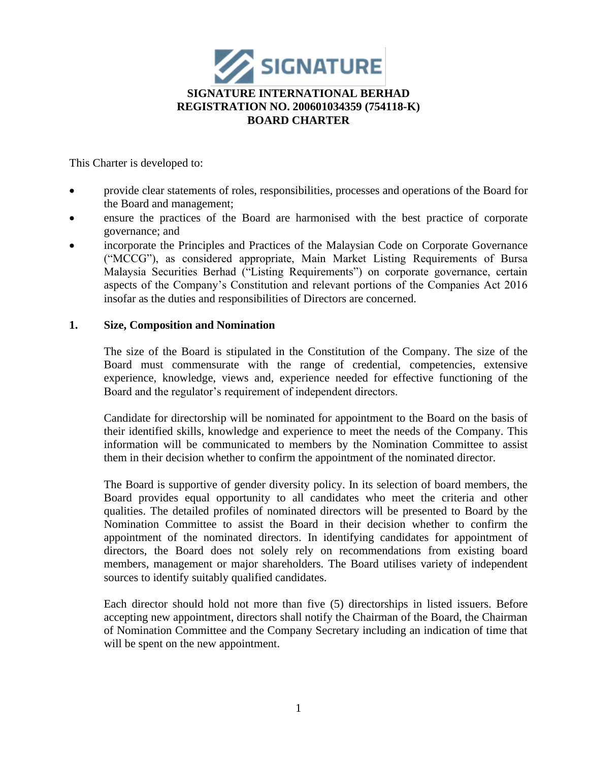# SIGNATURE INTERNATIONAL BERHAD
## REGISTRATION NO. 200601034359 (754118-K)
## BOARD CHARTER

This Charter is developed to:

- provide clear statements of roles, responsibilities, processes and operations of the Board for the Board and management;
- ensure the practices of the Board are harmonised with the best practice of corporate governance; and
- incorporate the Principles and Practices of the Malaysian Code on Corporate Governance ("MCCG"), as considered appropriate, Main Market Listing Requirements of Bursa Malaysia Securities Berhad ("Listing Requirements") on corporate governance, certain aspects of the Company's Constitution and relevant portions of the Companies Act 2016 insofar as the duties and responsibilities of Directors are concerned.

### 1. Size, Composition and Nomination

The size of the Board is stipulated in the Constitution of the Company. The size of the Board must commensurate with the range of credential, competencies, extensive experience, knowledge, views and, experience needed for effective functioning of the Board and the regulator's requirement of independent directors.

Candidate for directorship will be nominated for appointment to the Board on the basis of their identified skills, knowledge and experience to meet the needs of the Company. This information will be communicated to members by the Nomination Committee to assist them in their decision whether to confirm the appointment of the nominated director.

The Board is supportive of gender diversity policy. In its selection of board members, the Board provides equal opportunity to all candidates who meet the criteria and other qualities. The detailed profiles of nominated directors will be presented to Board by the Nomination Committee to assist the Board in their decision whether to confirm the appointment of the nominated directors. In identifying candidates for appointment of directors, the Board does not solely rely on recommendations from existing board members, management or major shareholders. The Board utilises variety of independent sources to identify suitably qualified candidates.

Each director should hold not more than five (5) directorships in listed issuers. Before accepting new appointment, directors shall notify the Chairman of the Board, the Chairman of Nomination Committee and the Company Secretary including an indication of time that will be spent on the new appointment.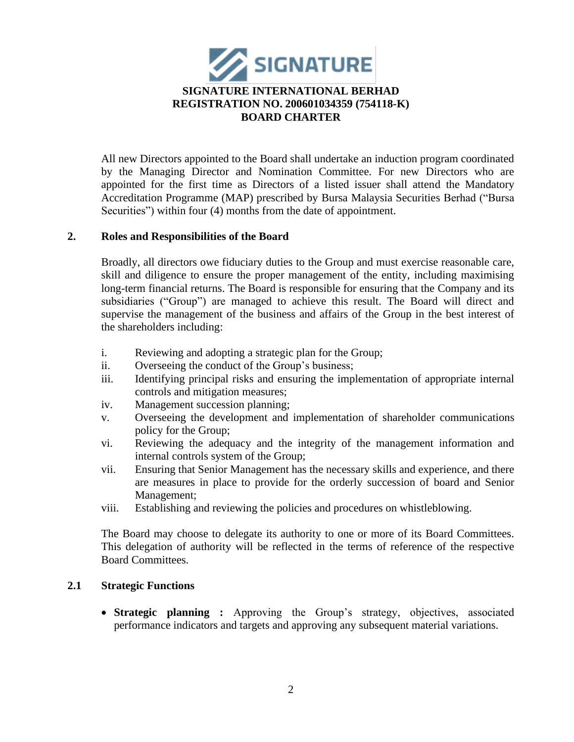All new Directors appointed to the Board shall undertake an induction program coordinated by the Managing Director and Nomination Committee. For new Directors who are appointed for the first time as Directors of a listed issuer shall attend the Mandatory Accreditation Programme (MAP) prescribed by Bursa Malaysia Securities Berhad ("Bursa Securities") within four (4) months from the date of appointment.

## 2. Roles and Responsibilities of the Board

Broadly, all directors owe fiduciary duties to the Group and must exercise reasonable care, skill and diligence to ensure the proper management of the entity, including maximising long-term financial returns. The Board is responsible for ensuring that the Company and its subsidiaries ("Group") are managed to achieve this result. The Board will direct and supervise the management of the business and affairs of the Group in the best interest of the shareholders including:

i. Reviewing and adopting a strategic plan for the Group;
ii. Overseeing the conduct of the Group's business;
iii. Identifying principal risks and ensuring the implementation of appropriate internal controls and mitigation measures;
iv. Management succession planning;
v. Overseeing the development and implementation of shareholder communications policy for the Group;
vi. Reviewing the adequacy and the integrity of the management information and internal controls system of the Group;
vii. Ensuring that Senior Management has the necessary skills and experience, and there are measures in place to provide for the orderly succession of board and Senior Management;
viii. Establishing and reviewing the policies and procedures on whistleblowing.

The Board may choose to delegate its authority to one or more of its Board Committees. This delegation of authority will be reflected in the terms of reference of the respective Board Committees.

### 2.1 Strategic Functions

- **Strategic planning :** Approving the Group's strategy, objectives, associated performance indicators and targets and approving any subsequent material variations.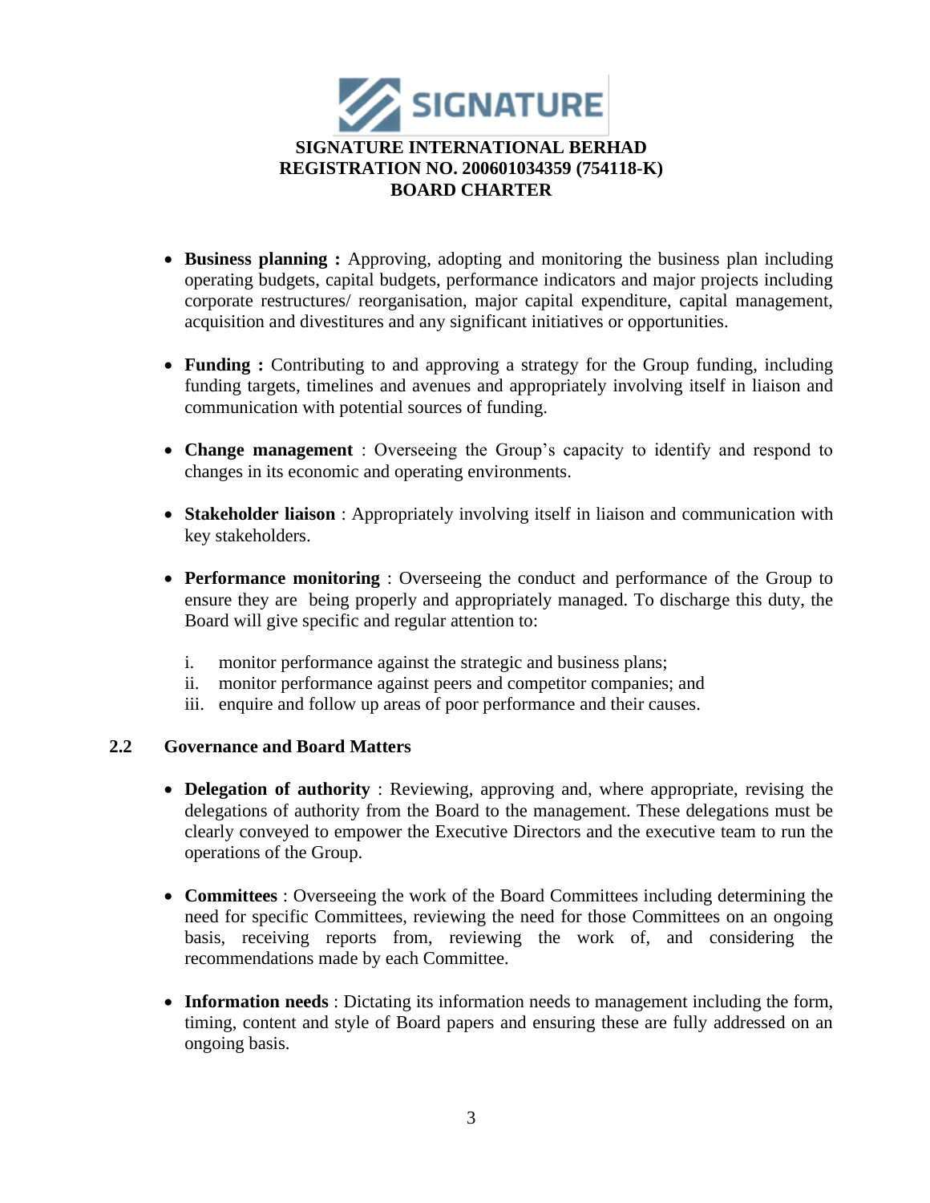- **Business planning :** Approving, adopting and monitoring the business plan including operating budgets, capital budgets, performance indicators and major projects including corporate restructures/ reorganisation, major capital expenditure, capital management, acquisition and divestitures and any significant initiatives or opportunities.

- **Funding :** Contributing to and approving a strategy for the Group funding, including funding targets, timelines and avenues and appropriately involving itself in liaison and communication with potential sources of funding.

- **Change management** : Overseeing the Group's capacity to identify and respond to changes in its economic and operating environments.

- **Stakeholder liaison** : Appropriately involving itself in liaison and communication with key stakeholders.

- **Performance monitoring** : Overseeing the conduct and performance of the Group to ensure they are being properly and appropriately managed. To discharge this duty, the Board will give specific and regular attention to:

  i. monitor performance against the strategic and business plans;
  ii. monitor performance against peers and competitor companies; and
  iii. enquire and follow up areas of poor performance and their causes.

### 2.2 Governance and Board Matters

- **Delegation of authority** : Reviewing, approving and, where appropriate, revising the delegations of authority from the Board to the management. These delegations must be clearly conveyed to empower the Executive Directors and the executive team to run the operations of the Group.

- **Committees** : Overseeing the work of the Board Committees including determining the need for specific Committees, reviewing the need for those Committees on an ongoing basis, receiving reports from, reviewing the work of, and considering the recommendations made by each Committee.

- **Information needs** : Dictating its information needs to management including the form, timing, content and style of Board papers and ensuring these are fully addressed on an ongoing basis.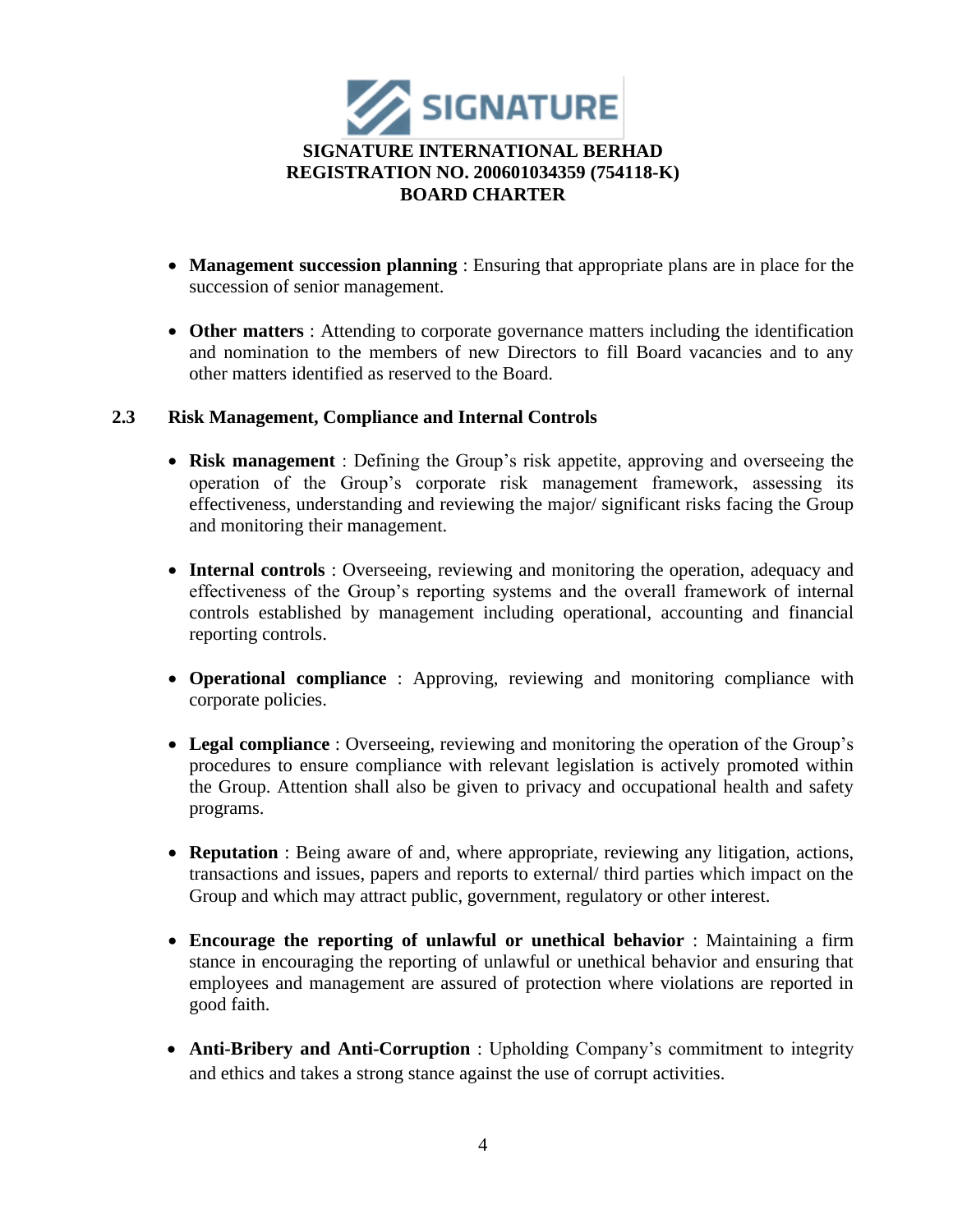- **Management succession planning** : Ensuring that appropriate plans are in place for the succession of senior management.

- **Other matters** : Attending to corporate governance matters including the identification and nomination to the members of new Directors to fill Board vacancies and to any other matters identified as reserved to the Board.

### 2.3 Risk Management, Compliance and Internal Controls

- **Risk management** : Defining the Group's risk appetite, approving and overseeing the operation of the Group's corporate risk management framework, assessing its effectiveness, understanding and reviewing the major/ significant risks facing the Group and monitoring their management.

- **Internal controls** : Overseeing, reviewing and monitoring the operation, adequacy and effectiveness of the Group's reporting systems and the overall framework of internal controls established by management including operational, accounting and financial reporting controls.

- **Operational compliance** : Approving, reviewing and monitoring compliance with corporate policies.

- **Legal compliance** : Overseeing, reviewing and monitoring the operation of the Group's procedures to ensure compliance with relevant legislation is actively promoted within the Group. Attention shall also be given to privacy and occupational health and safety programs.

- **Reputation** : Being aware of and, where appropriate, reviewing any litigation, actions, transactions and issues, papers and reports to external/ third parties which impact on the Group and which may attract public, government, regulatory or other interest.

- **Encourage the reporting of unlawful or unethical behavior** : Maintaining a firm stance in encouraging the reporting of unlawful or unethical behavior and ensuring that employees and management are assured of protection where violations are reported in good faith.

- **Anti-Bribery and Anti-Corruption** : Upholding Company's commitment to integrity and ethics and takes a strong stance against the use of corrupt activities.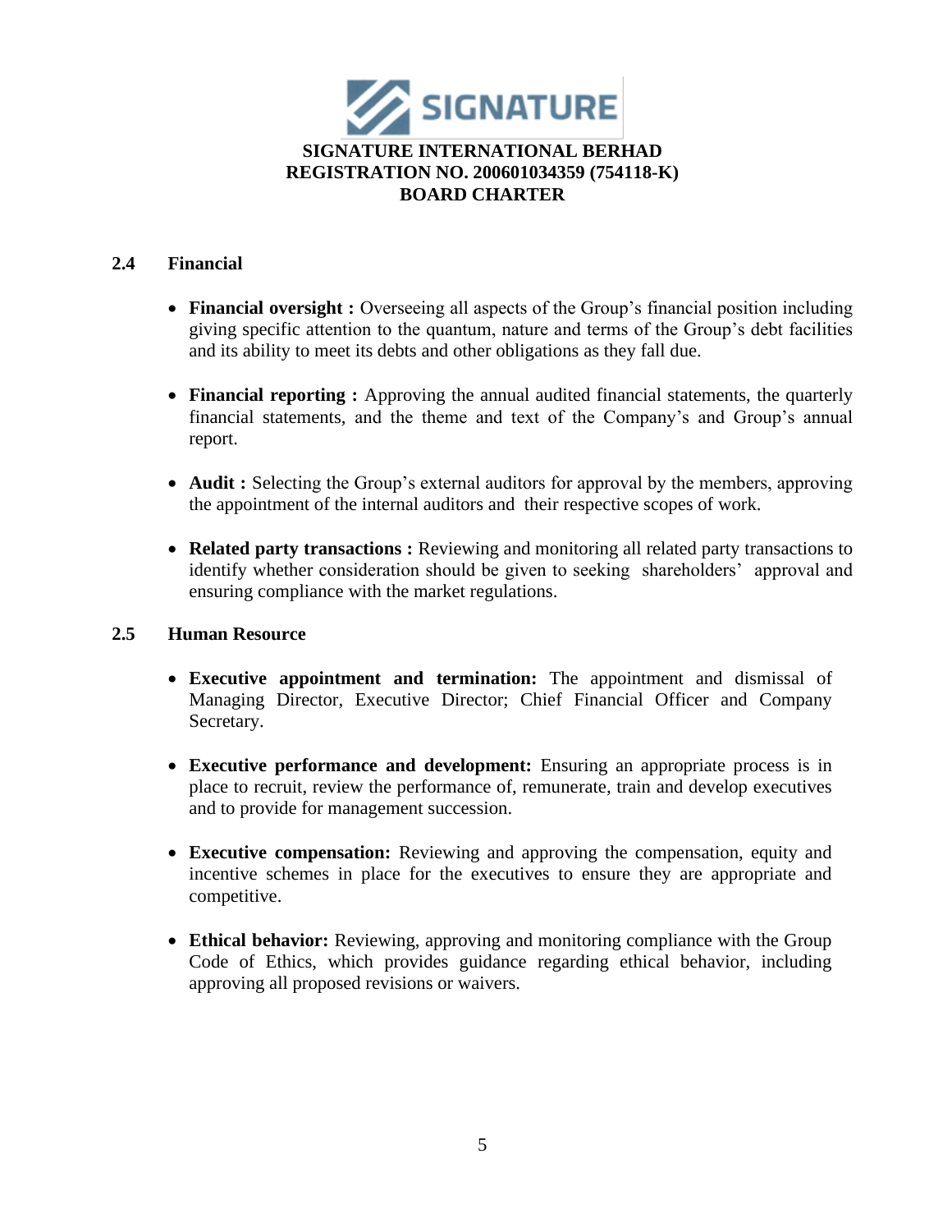### 2.4 Financial

- **Financial oversight :** Overseeing all aspects of the Group's financial position including giving specific attention to the quantum, nature and terms of the Group's debt facilities and its ability to meet its debts and other obligations as they fall due.

- **Financial reporting :** Approving the annual audited financial statements, the quarterly financial statements, and the theme and text of the Company's and Group's annual report.

- **Audit :** Selecting the Group's external auditors for approval by the members, approving the appointment of the internal auditors and their respective scopes of work.

- **Related party transactions :** Reviewing and monitoring all related party transactions to identify whether consideration should be given to seeking shareholders' approval and ensuring compliance with the market regulations.

### 2.5 Human Resource

- **Executive appointment and termination:** The appointment and dismissal of Managing Director, Executive Director; Chief Financial Officer and Company Secretary.

- **Executive performance and development:** Ensuring an appropriate process is in place to recruit, review the performance of, remunerate, train and develop executives and to provide for management succession.

- **Executive compensation:** Reviewing and approving the compensation, equity and incentive schemes in place for the executives to ensure they are appropriate and competitive.

- **Ethical behavior:** Reviewing, approving and monitoring compliance with the Group Code of Ethics, which provides guidance regarding ethical behavior, including approving all proposed revisions or waivers.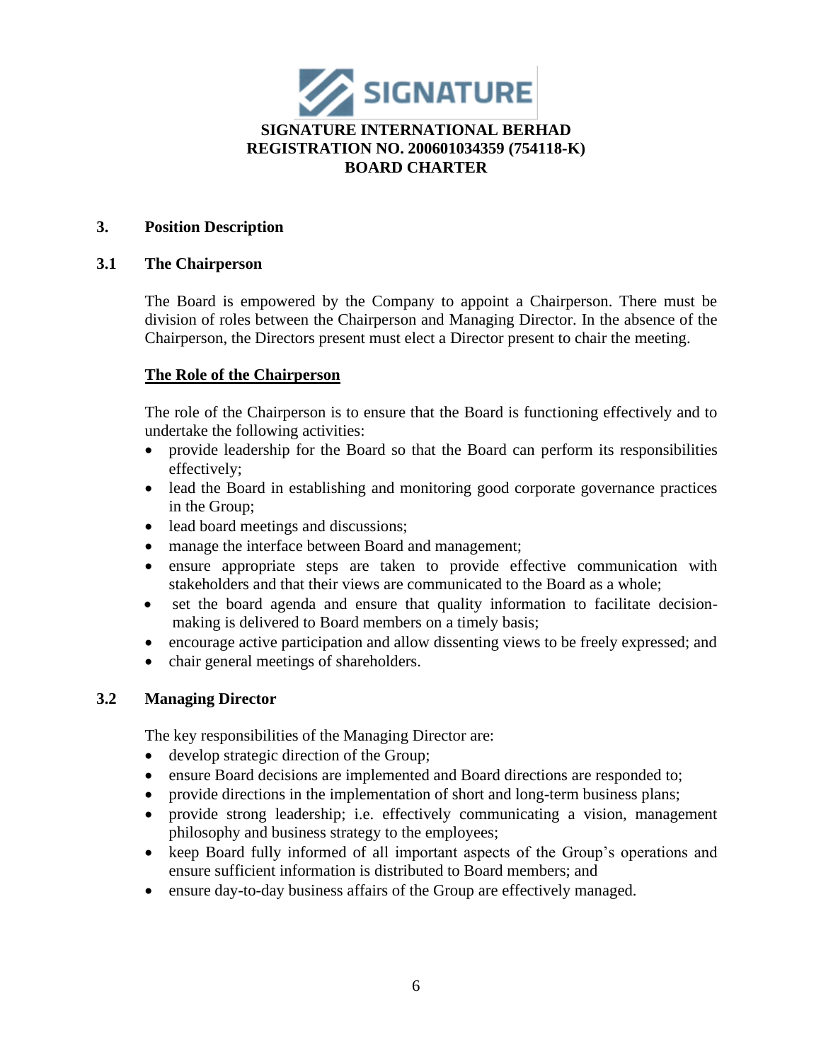## 3. Position Description

### 3.1 The Chairperson

The Board is empowered by the Company to appoint a Chairperson. There must be division of roles between the Chairperson and Managing Director. In the absence of the Chairperson, the Directors present must elect a Director present to chair the meeting.

**The Role of the Chairperson**

The role of the Chairperson is to ensure that the Board is functioning effectively and to undertake the following activities:

- provide leadership for the Board so that the Board can perform its responsibilities effectively;
- lead the Board in establishing and monitoring good corporate governance practices in the Group;
- lead board meetings and discussions;
- manage the interface between Board and management;
- ensure appropriate steps are taken to provide effective communication with stakeholders and that their views are communicated to the Board as a whole;
- set the board agenda and ensure that quality information to facilitate decision-making is delivered to Board members on a timely basis;
- encourage active participation and allow dissenting views to be freely expressed; and
- chair general meetings of shareholders.

### 3.2 Managing Director

The key responsibilities of the Managing Director are:

- develop strategic direction of the Group;
- ensure Board decisions are implemented and Board directions are responded to;
- provide directions in the implementation of short and long-term business plans;
- provide strong leadership; i.e. effectively communicating a vision, management philosophy and business strategy to the employees;
- keep Board fully informed of all important aspects of the Group's operations and ensure sufficient information is distributed to Board members; and
- ensure day-to-day business affairs of the Group are effectively managed.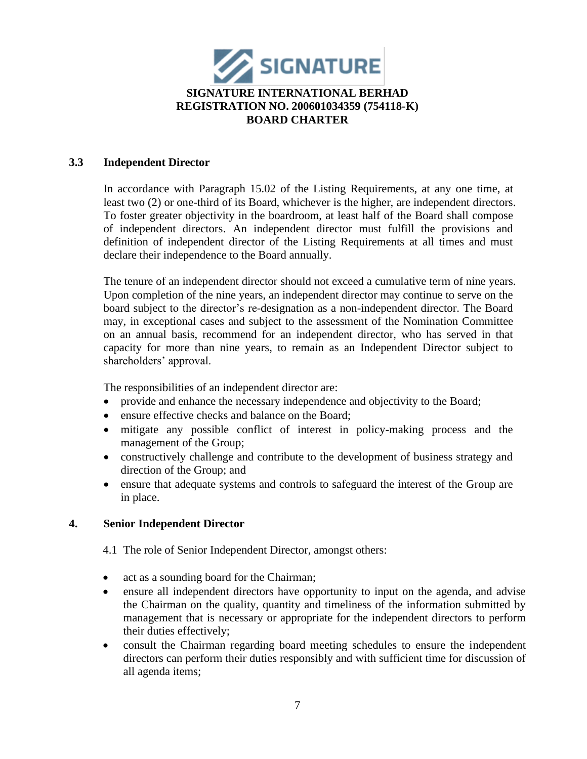### 3.3 Independent Director

In accordance with Paragraph 15.02 of the Listing Requirements, at any one time, at least two (2) or one-third of its Board, whichever is the higher, are independent directors. To foster greater objectivity in the boardroom, at least half of the Board shall compose of independent directors. An independent director must fulfill the provisions and definition of independent director of the Listing Requirements at all times and must declare their independence to the Board annually.

The tenure of an independent director should not exceed a cumulative term of nine years. Upon completion of the nine years, an independent director may continue to serve on the board subject to the director's re-designation as a non-independent director. The Board may, in exceptional cases and subject to the assessment of the Nomination Committee on an annual basis, recommend for an independent director, who has served in that capacity for more than nine years, to remain as an Independent Director subject to shareholders' approval.

The responsibilities of an independent director are:

- provide and enhance the necessary independence and objectivity to the Board;
- ensure effective checks and balance on the Board;
- mitigate any possible conflict of interest in policy-making process and the management of the Group;
- constructively challenge and contribute to the development of business strategy and direction of the Group; and
- ensure that adequate systems and controls to safeguard the interest of the Group are in place.

## 4. Senior Independent Director

4.1 The role of Senior Independent Director, amongst others:

- act as a sounding board for the Chairman;
- ensure all independent directors have opportunity to input on the agenda, and advise the Chairman on the quality, quantity and timeliness of the information submitted by management that is necessary or appropriate for the independent directors to perform their duties effectively;
- consult the Chairman regarding board meeting schedules to ensure the independent directors can perform their duties responsibly and with sufficient time for discussion of all agenda items;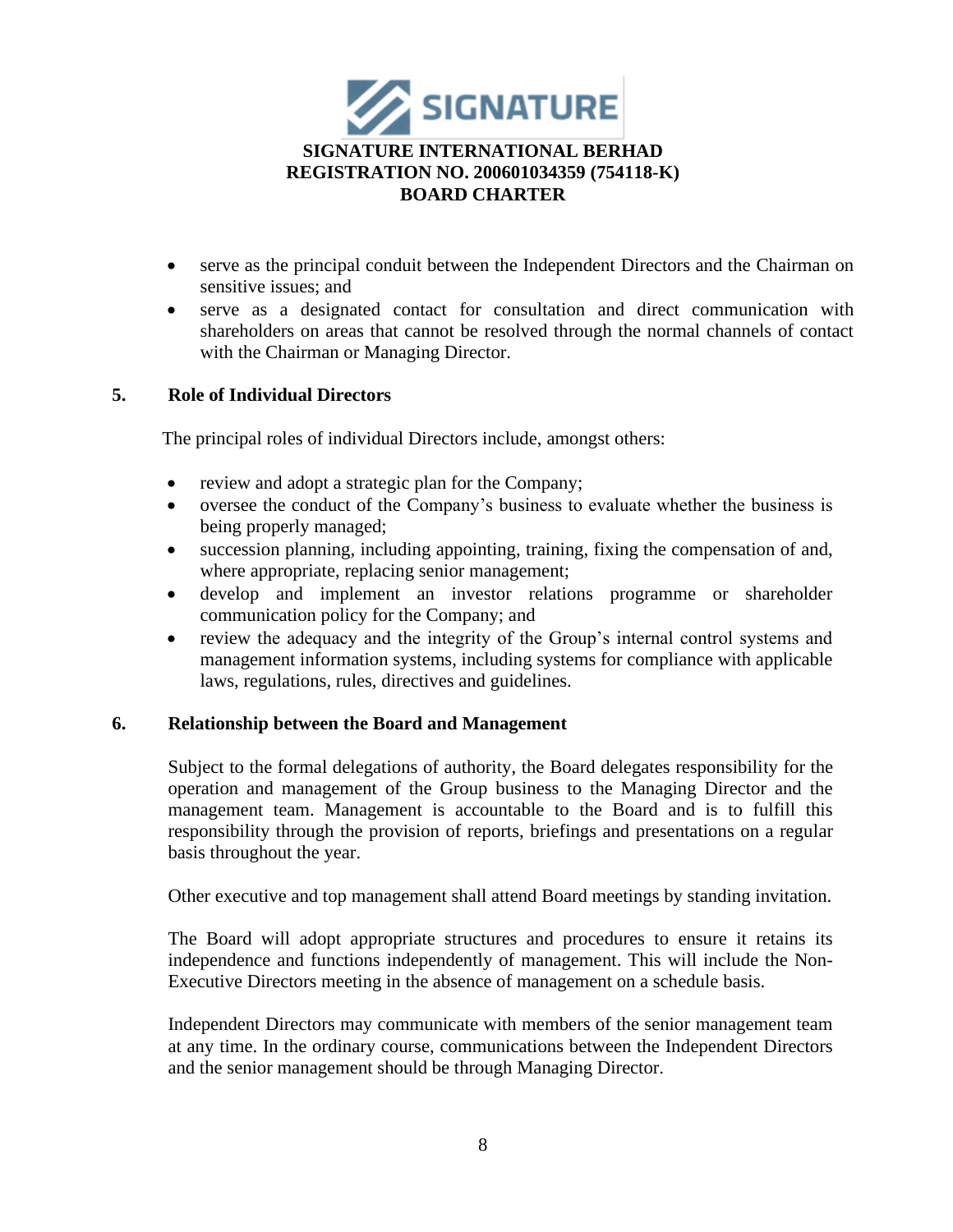- serve as the principal conduit between the Independent Directors and the Chairman on sensitive issues; and
- serve as a designated contact for consultation and direct communication with shareholders on areas that cannot be resolved through the normal channels of contact with the Chairman or Managing Director.

## 5. Role of Individual Directors

The principal roles of individual Directors include, amongst others:

- review and adopt a strategic plan for the Company;
- oversee the conduct of the Company's business to evaluate whether the business is being properly managed;
- succession planning, including appointing, training, fixing the compensation of and, where appropriate, replacing senior management;
- develop and implement an investor relations programme or shareholder communication policy for the Company; and
- review the adequacy and the integrity of the Group's internal control systems and management information systems, including systems for compliance with applicable laws, regulations, rules, directives and guidelines.

## 6. Relationship between the Board and Management

Subject to the formal delegations of authority, the Board delegates responsibility for the operation and management of the Group business to the Managing Director and the management team. Management is accountable to the Board and is to fulfill this responsibility through the provision of reports, briefings and presentations on a regular basis throughout the year.

Other executive and top management shall attend Board meetings by standing invitation.

The Board will adopt appropriate structures and procedures to ensure it retains its independence and functions independently of management. This will include the Non-Executive Directors meeting in the absence of management on a schedule basis.

Independent Directors may communicate with members of the senior management team at any time. In the ordinary course, communications between the Independent Directors and the senior management should be through Managing Director.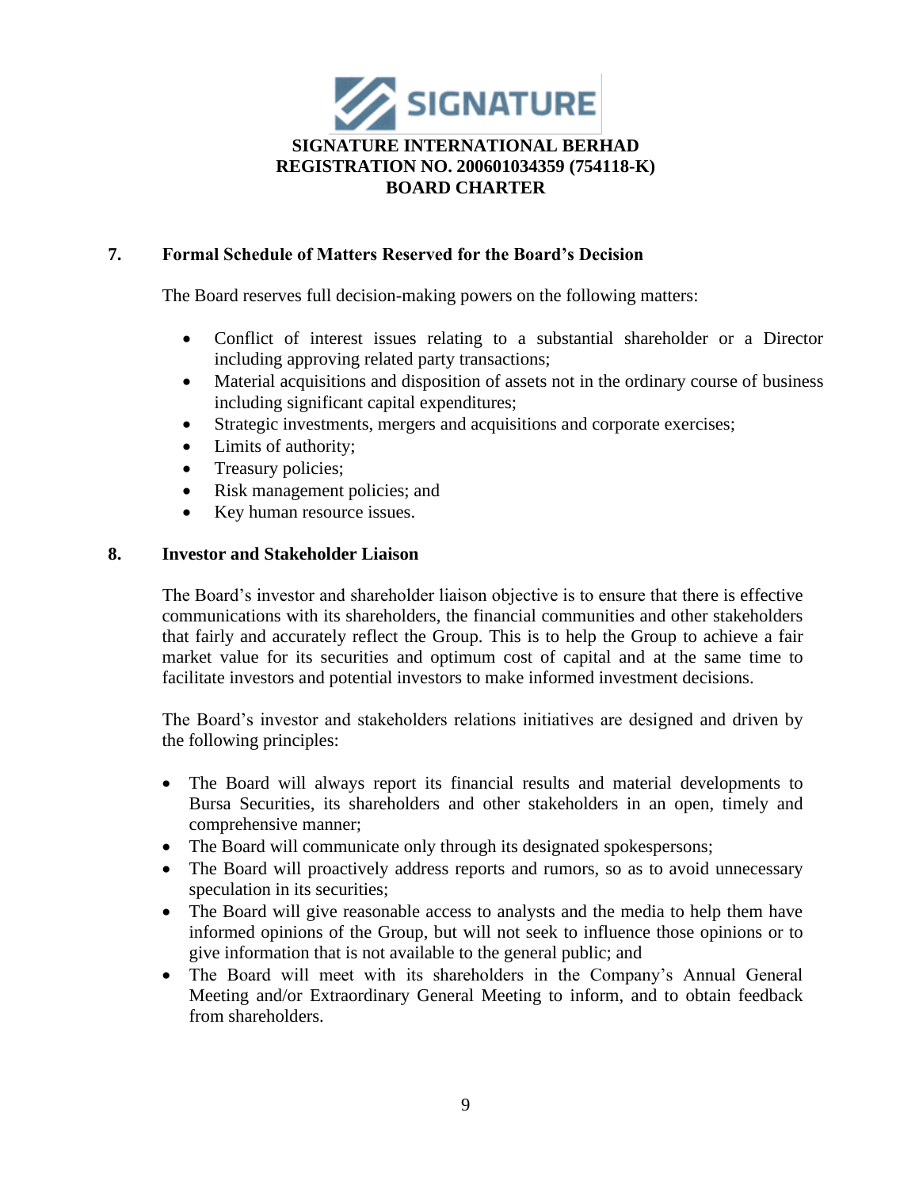## 7. Formal Schedule of Matters Reserved for the Board's Decision

The Board reserves full decision-making powers on the following matters:

- Conflict of interest issues relating to a substantial shareholder or a Director including approving related party transactions;
- Material acquisitions and disposition of assets not in the ordinary course of business including significant capital expenditures;
- Strategic investments, mergers and acquisitions and corporate exercises;
- Limits of authority;
- Treasury policies;
- Risk management policies; and
- Key human resource issues.

## 8. Investor and Stakeholder Liaison

The Board's investor and shareholder liaison objective is to ensure that there is effective communications with its shareholders, the financial communities and other stakeholders that fairly and accurately reflect the Group. This is to help the Group to achieve a fair market value for its securities and optimum cost of capital and at the same time to facilitate investors and potential investors to make informed investment decisions.

The Board's investor and stakeholders relations initiatives are designed and driven by the following principles:

- The Board will always report its financial results and material developments to Bursa Securities, its shareholders and other stakeholders in an open, timely and comprehensive manner;
- The Board will communicate only through its designated spokespersons;
- The Board will proactively address reports and rumors, so as to avoid unnecessary speculation in its securities;
- The Board will give reasonable access to analysts and the media to help them have informed opinions of the Group, but will not seek to influence those opinions or to give information that is not available to the general public; and
- The Board will meet with its shareholders in the Company's Annual General Meeting and/or Extraordinary General Meeting to inform, and to obtain feedback from shareholders.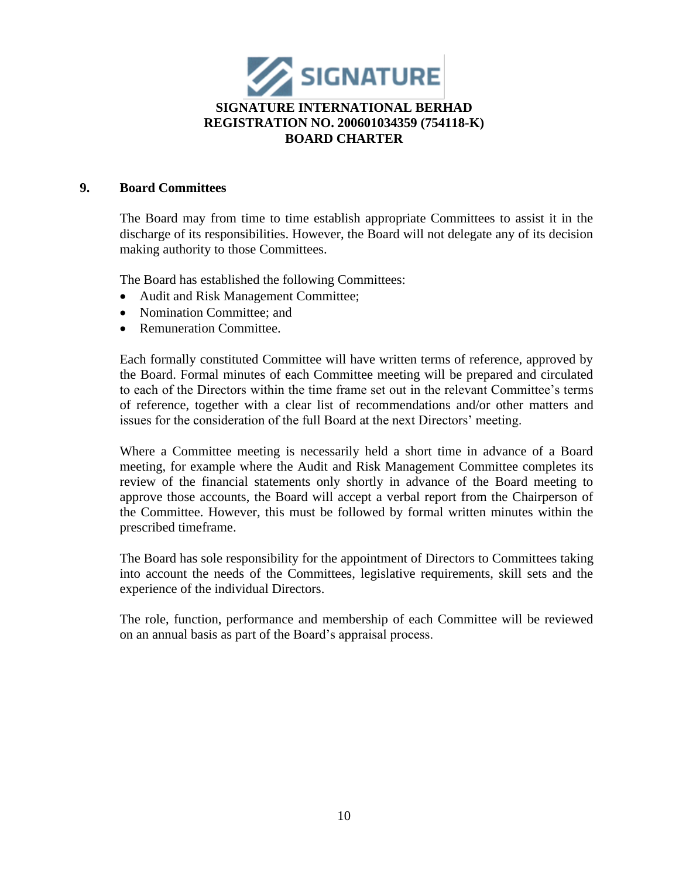## 9. Board Committees

The Board may from time to time establish appropriate Committees to assist it in the discharge of its responsibilities. However, the Board will not delegate any of its decision making authority to those Committees.

The Board has established the following Committees:

- Audit and Risk Management Committee;
- Nomination Committee; and
- Remuneration Committee.

Each formally constituted Committee will have written terms of reference, approved by the Board. Formal minutes of each Committee meeting will be prepared and circulated to each of the Directors within the time frame set out in the relevant Committee's terms of reference, together with a clear list of recommendations and/or other matters and issues for the consideration of the full Board at the next Directors' meeting.

Where a Committee meeting is necessarily held a short time in advance of a Board meeting, for example where the Audit and Risk Management Committee completes its review of the financial statements only shortly in advance of the Board meeting to approve those accounts, the Board will accept a verbal report from the Chairperson of the Committee. However, this must be followed by formal written minutes within the prescribed timeframe.

The Board has sole responsibility for the appointment of Directors to Committees taking into account the needs of the Committees, legislative requirements, skill sets and the experience of the individual Directors.

The role, function, performance and membership of each Committee will be reviewed on an annual basis as part of the Board's appraisal process.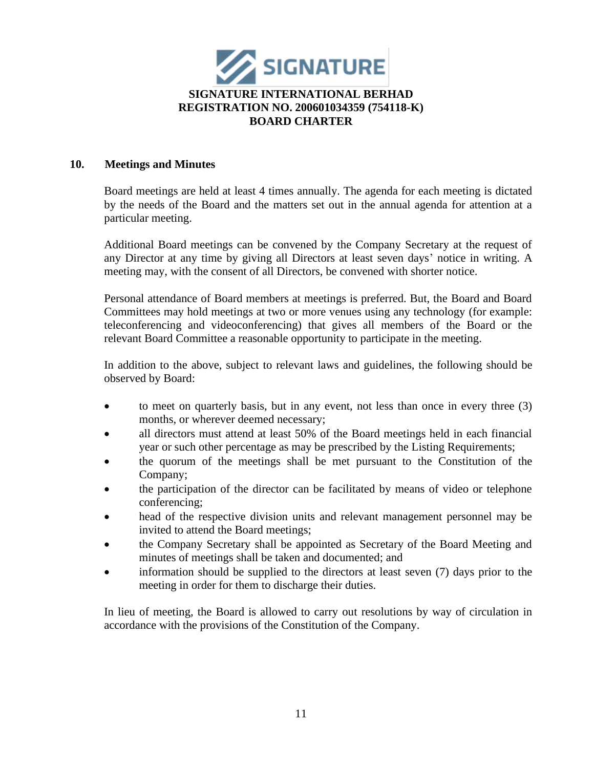## 10. Meetings and Minutes

Board meetings are held at least 4 times annually. The agenda for each meeting is dictated by the needs of the Board and the matters set out in the annual agenda for attention at a particular meeting.

Additional Board meetings can be convened by the Company Secretary at the request of any Director at any time by giving all Directors at least seven days' notice in writing. A meeting may, with the consent of all Directors, be convened with shorter notice.

Personal attendance of Board members at meetings is preferred. But, the Board and Board Committees may hold meetings at two or more venues using any technology (for example: teleconferencing and videoconferencing) that gives all members of the Board or the relevant Board Committee a reasonable opportunity to participate in the meeting.

In addition to the above, subject to relevant laws and guidelines, the following should be observed by Board:

- to meet on quarterly basis, but in any event, not less than once in every three (3) months, or wherever deemed necessary;
- all directors must attend at least 50% of the Board meetings held in each financial year or such other percentage as may be prescribed by the Listing Requirements;
- the quorum of the meetings shall be met pursuant to the Constitution of the Company;
- the participation of the director can be facilitated by means of video or telephone conferencing;
- head of the respective division units and relevant management personnel may be invited to attend the Board meetings;
- the Company Secretary shall be appointed as Secretary of the Board Meeting and minutes of meetings shall be taken and documented; and
- information should be supplied to the directors at least seven (7) days prior to the meeting in order for them to discharge their duties.

In lieu of meeting, the Board is allowed to carry out resolutions by way of circulation in accordance with the provisions of the Constitution of the Company.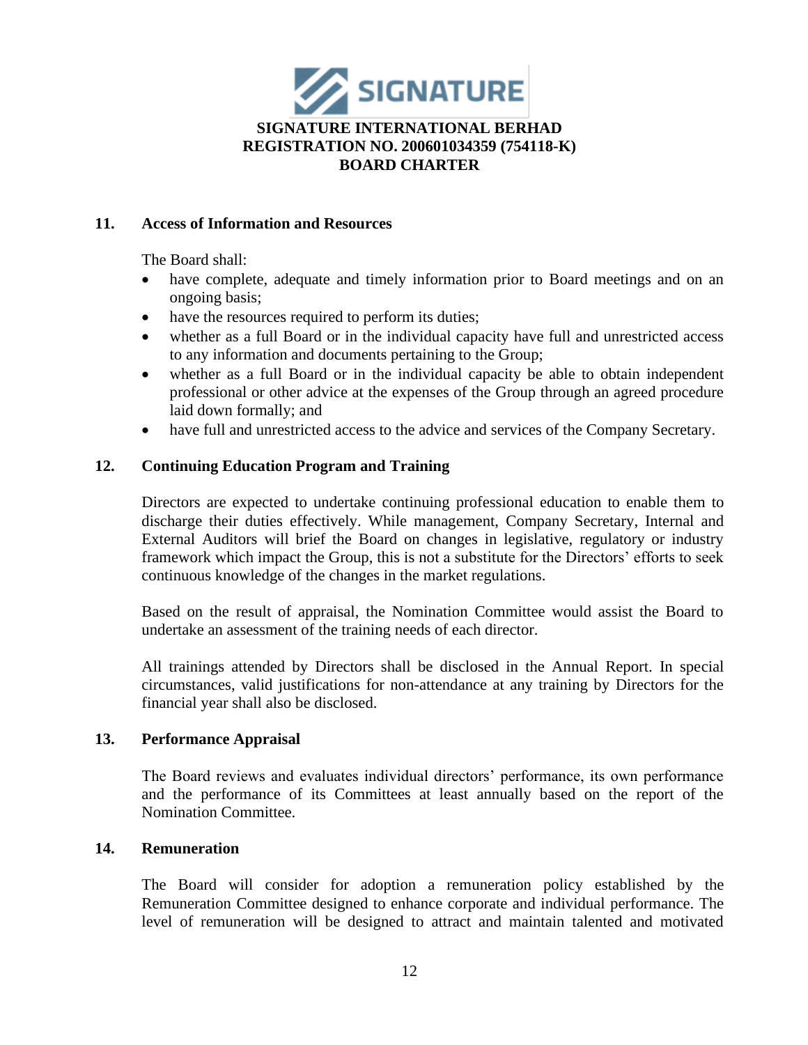## 11. Access of Information and Resources

The Board shall:

- have complete, adequate and timely information prior to Board meetings and on an ongoing basis;
- have the resources required to perform its duties;
- whether as a full Board or in the individual capacity have full and unrestricted access to any information and documents pertaining to the Group;
- whether as a full Board or in the individual capacity be able to obtain independent professional or other advice at the expenses of the Group through an agreed procedure laid down formally; and
- have full and unrestricted access to the advice and services of the Company Secretary.

## 12. Continuing Education Program and Training

Directors are expected to undertake continuing professional education to enable them to discharge their duties effectively. While management, Company Secretary, Internal and External Auditors will brief the Board on changes in legislative, regulatory or industry framework which impact the Group, this is not a substitute for the Directors' efforts to seek continuous knowledge of the changes in the market regulations.

Based on the result of appraisal, the Nomination Committee would assist the Board to undertake an assessment of the training needs of each director.

All trainings attended by Directors shall be disclosed in the Annual Report. In special circumstances, valid justifications for non-attendance at any training by Directors for the financial year shall also be disclosed.

## 13. Performance Appraisal

The Board reviews and evaluates individual directors' performance, its own performance and the performance of its Committees at least annually based on the report of the Nomination Committee.

## 14. Remuneration

The Board will consider for adoption a remuneration policy established by the Remuneration Committee designed to enhance corporate and individual performance. The level of remuneration will be designed to attract and maintain talented and motivated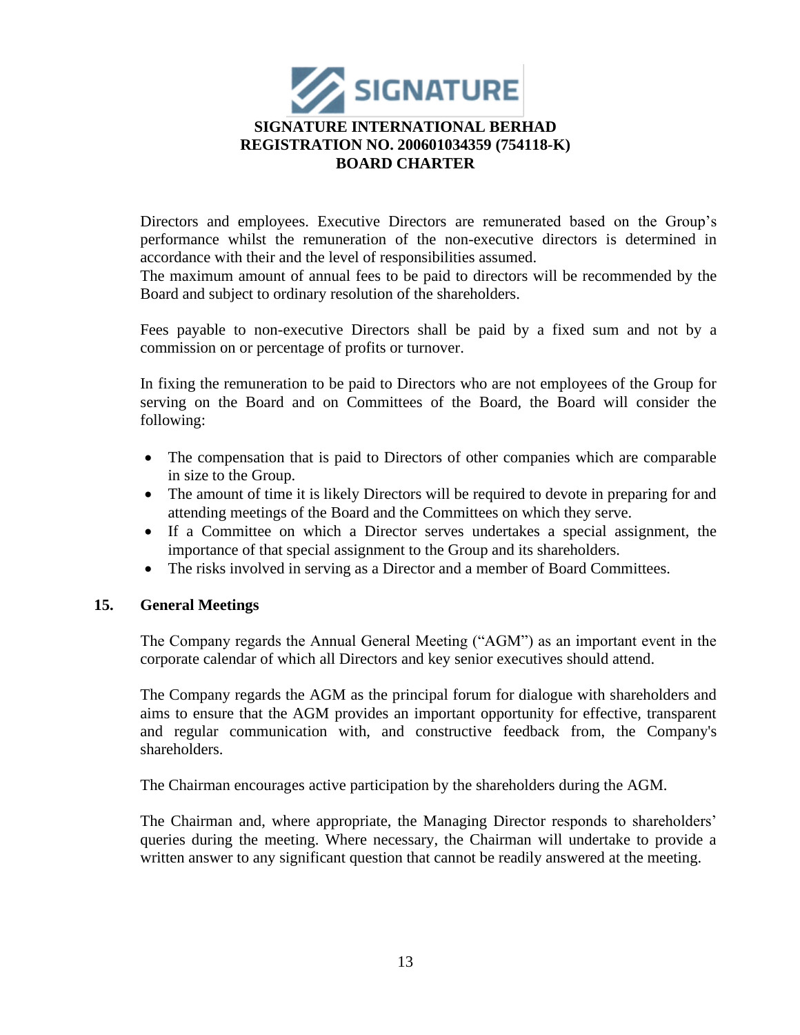Directors and employees. Executive Directors are remunerated based on the Group's performance whilst the remuneration of the non-executive directors is determined in accordance with their and the level of responsibilities assumed.
The maximum amount of annual fees to be paid to directors will be recommended by the Board and subject to ordinary resolution of the shareholders.

Fees payable to non-executive Directors shall be paid by a fixed sum and not by a commission on or percentage of profits or turnover.

In fixing the remuneration to be paid to Directors who are not employees of the Group for serving on the Board and on Committees of the Board, the Board will consider the following:

- The compensation that is paid to Directors of other companies which are comparable in size to the Group.
- The amount of time it is likely Directors will be required to devote in preparing for and attending meetings of the Board and the Committees on which they serve.
- If a Committee on which a Director serves undertakes a special assignment, the importance of that special assignment to the Group and its shareholders.
- The risks involved in serving as a Director and a member of Board Committees.

## 15. General Meetings

The Company regards the Annual General Meeting ("AGM") as an important event in the corporate calendar of which all Directors and key senior executives should attend.

The Company regards the AGM as the principal forum for dialogue with shareholders and aims to ensure that the AGM provides an important opportunity for effective, transparent and regular communication with, and constructive feedback from, the Company's shareholders.

The Chairman encourages active participation by the shareholders during the AGM.

The Chairman and, where appropriate, the Managing Director responds to shareholders' queries during the meeting. Where necessary, the Chairman will undertake to provide a written answer to any significant question that cannot be readily answered at the meeting.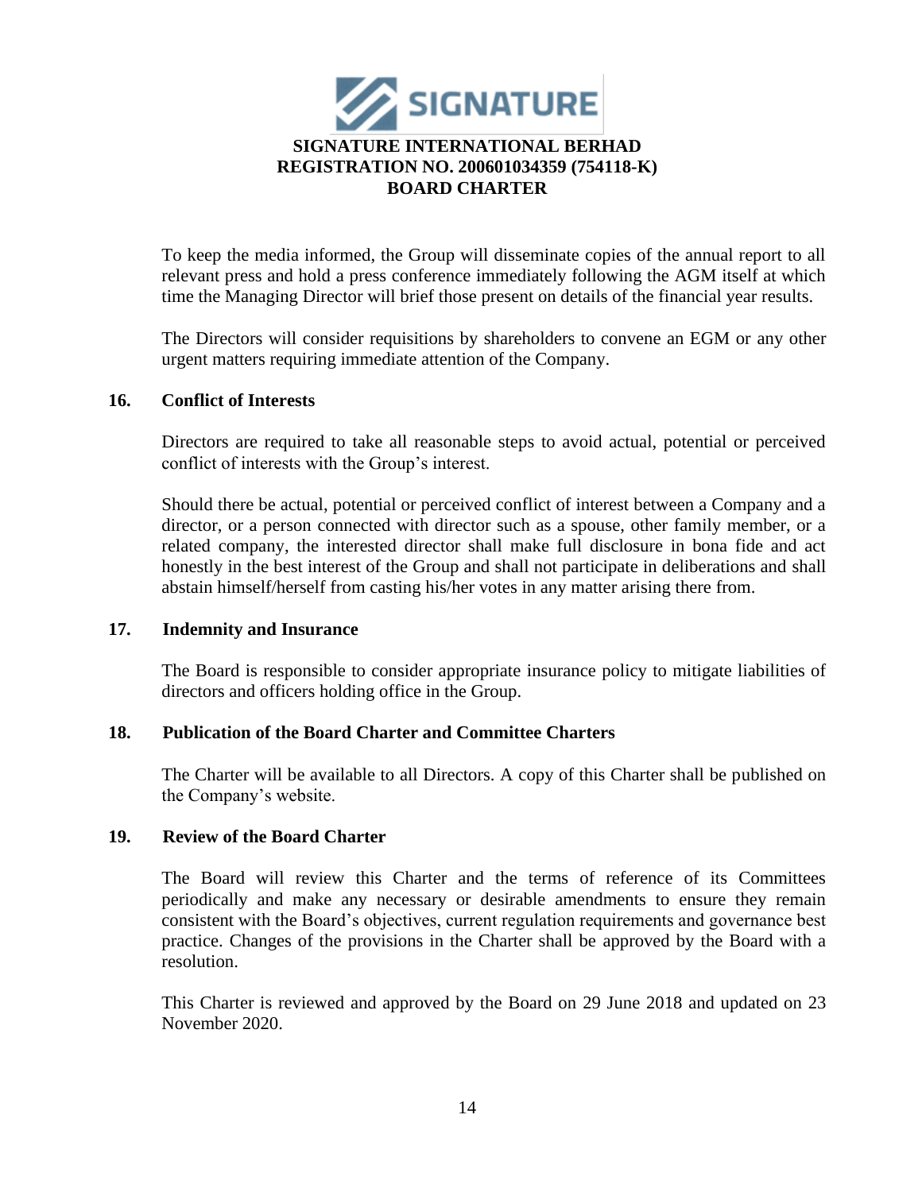To keep the media informed, the Group will disseminate copies of the annual report to all relevant press and hold a press conference immediately following the AGM itself at which time the Managing Director will brief those present on details of the financial year results.

The Directors will consider requisitions by shareholders to convene an EGM or any other urgent matters requiring immediate attention of the Company.

## 16. Conflict of Interests

Directors are required to take all reasonable steps to avoid actual, potential or perceived conflict of interests with the Group's interest.

Should there be actual, potential or perceived conflict of interest between a Company and a director, or a person connected with director such as a spouse, other family member, or a related company, the interested director shall make full disclosure in bona fide and act honestly in the best interest of the Group and shall not participate in deliberations and shall abstain himself/herself from casting his/her votes in any matter arising there from.

## 17. Indemnity and Insurance

The Board is responsible to consider appropriate insurance policy to mitigate liabilities of directors and officers holding office in the Group.

## 18. Publication of the Board Charter and Committee Charters

The Charter will be available to all Directors. A copy of this Charter shall be published on the Company's website.

## 19. Review of the Board Charter

The Board will review this Charter and the terms of reference of its Committees periodically and make any necessary or desirable amendments to ensure they remain consistent with the Board's objectives, current regulation requirements and governance best practice. Changes of the provisions in the Charter shall be approved by the Board with a resolution.

This Charter is reviewed and approved by the Board on 29 June 2018 and updated on 23 November 2020.